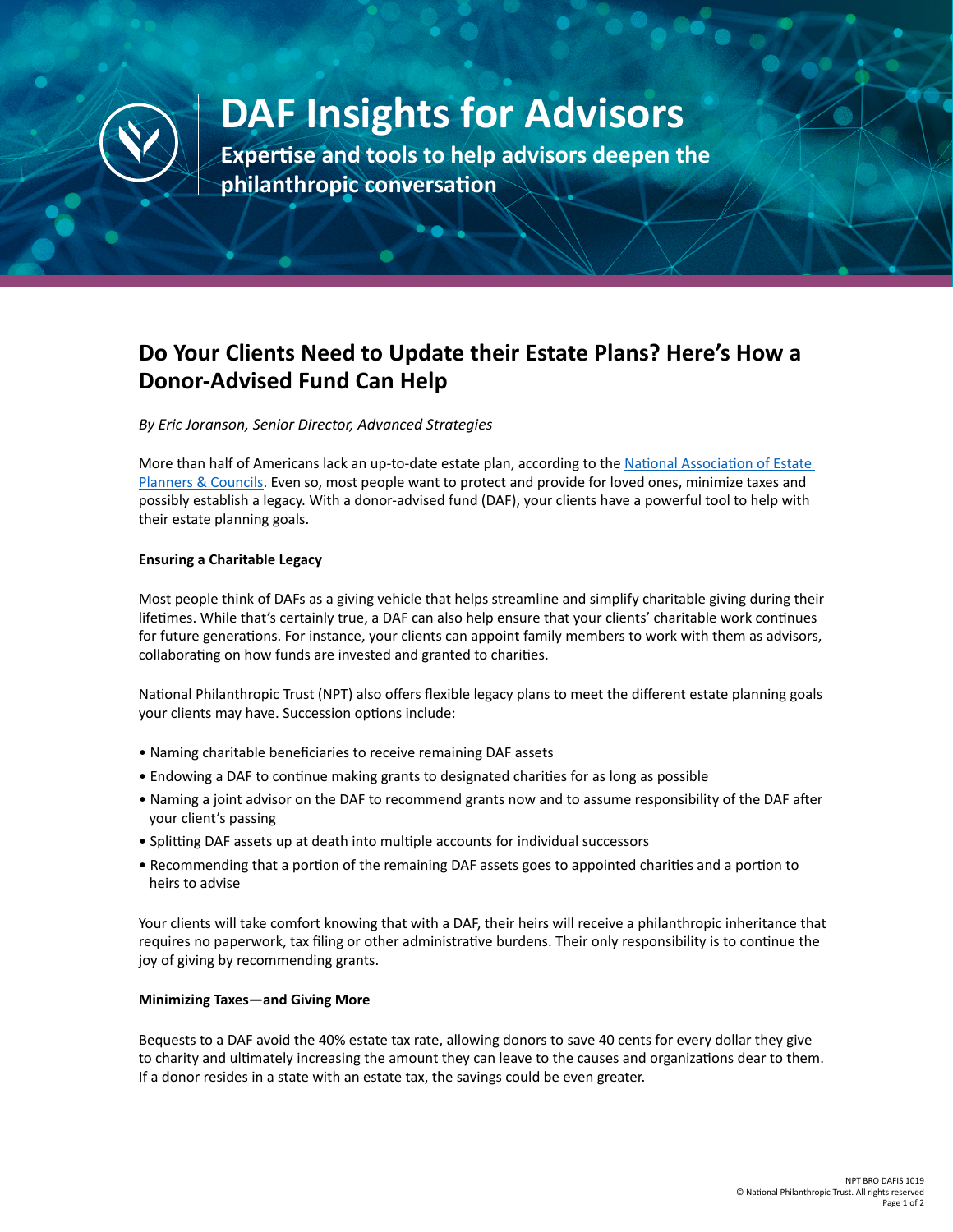# DAF Insights for Advisors

**Expertise and tools to help advisors deepen the philanthropic conversation**

## Do Your Clients Need to Update their Estate Plans? Here's How a Donor-Advised Fund Can Help

*By Eric Joranson, Senior Director, Advanced Strategies*

More than half of Americans lack an up-to-date estate plan, according to the [National Association of Estate Planners & Councils](). Even so, most people want to protect and provide for loved ones, minimize taxes and possibly establish a legacy. With a donor-advised fund (DAF), your clients have a powerful tool to help with their estate planning goals.

**Ensuring a Charitable Legacy**

Most people think of DAFs as a giving vehicle that helps streamline and simplify charitable giving during their lifetimes. While that's certainly true, a DAF can also help ensure that your clients' charitable work continues for future generations. For instance, your clients can appoint family members to work with them as advisors, collaborating on how funds are invested and granted to charities.

National Philanthropic Trust (NPT) also offers flexible legacy plans to meet the different estate planning goals your clients may have. Succession options include:

- Naming charitable beneficiaries to receive remaining DAF assets
- Endowing a DAF to continue making grants to designated charities for as long as possible
- Naming a joint advisor on the DAF to recommend grants now and to assume responsibility of the DAF after your client's passing
- Splitting DAF assets up at death into multiple accounts for individual successors
- Recommending that a portion of the remaining DAF assets goes to appointed charities and a portion to heirs to advise

Your clients will take comfort knowing that with a DAF, their heirs will receive a philanthropic inheritance that requires no paperwork, tax filing or other administrative burdens. Their only responsibility is to continue the joy of giving by recommending grants.

**Minimizing Taxes—and Giving More**

Bequests to a DAF avoid the 40% estate tax rate, allowing donors to save 40 cents for every dollar they give to charity and ultimately increasing the amount they can leave to the causes and organizations dear to them. If a donor resides in a state with an estate tax, the savings could be even greater.

NPT BRO DAFIS 1019
© National Philanthropic Trust. All rights reserved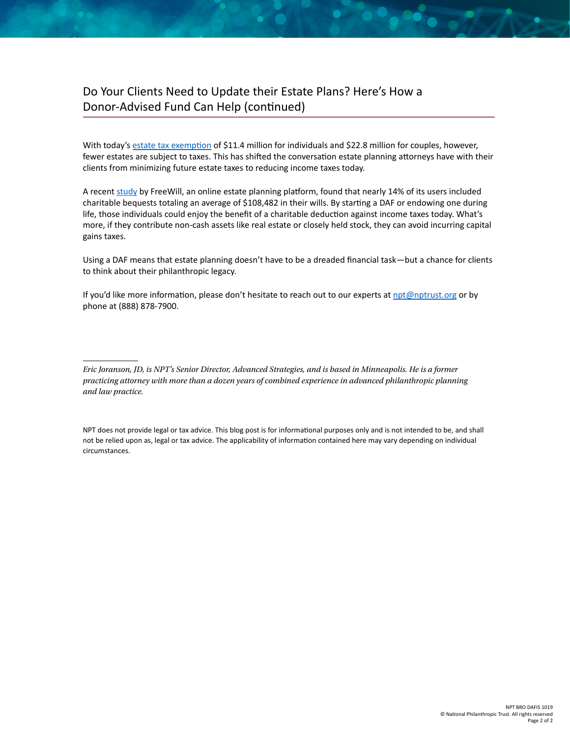## Do Your Clients Need to Update their Estate Plans? Here's How a Donor-Advised Fund Can Help (continued)

With today's estate tax exemption of $11.4 million for individuals and $22.8 million for couples, however, fewer estates are subject to taxes. This has shifted the conversation estate planning attorneys have with their clients from minimizing future estate taxes to reducing income taxes today.

A recent study by FreeWill, an online estate planning platform, found that nearly 14% of its users included charitable bequests totaling an average of $108,482 in their wills. By starting a DAF or endowing one during life, those individuals could enjoy the benefit of a charitable deduction against income taxes today. What's more, if they contribute non-cash assets like real estate or closely held stock, they can avoid incurring capital gains taxes.

Using a DAF means that estate planning doesn't have to be a dreaded financial task—but a chance for clients to think about their philanthropic legacy.

If you'd like more information, please don't hesitate to reach out to our experts at npt@nptrust.org or by phone at (888) 878-7900.

---

*Eric Joranson, JD, is NPT's Senior Director, Advanced Strategies, and is based in Minneapolis. He is a former practicing attorney with more than a dozen years of combined experience in advanced philanthropic planning and law practice.*

NPT does not provide legal or tax advice. This blog post is for informational purposes only and is not intended to be, and shall not be relied upon as, legal or tax advice. The applicability of information contained here may vary depending on individual circumstances.

NPT BRO DAFIS 1019
© National Philanthropic Trust. All rights reserved